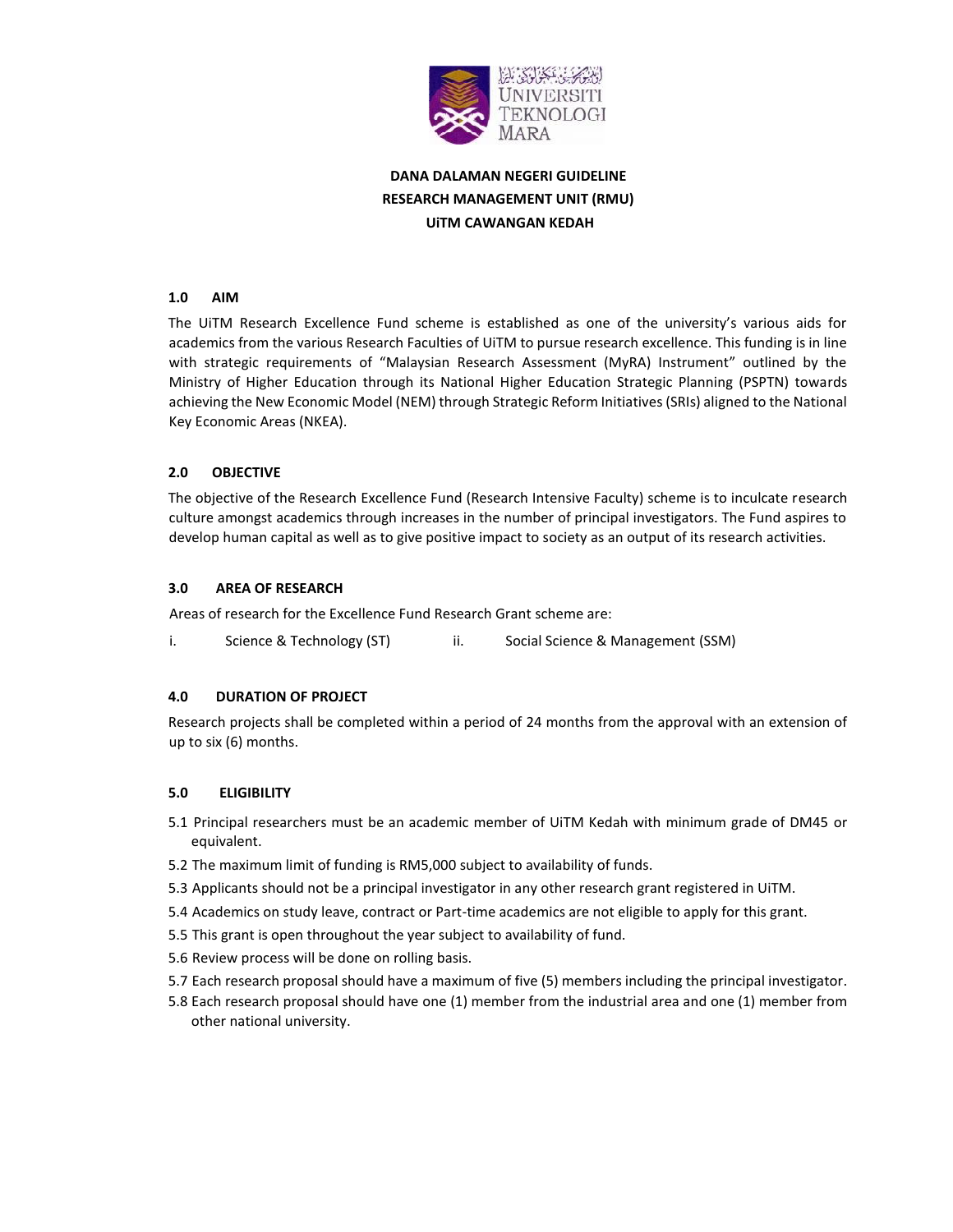**DANA DALAMAN NEGERI GUIDELINE**
**RESEARCH MANAGEMENT UNIT (RMU)**
**UiTM CAWANGAN KEDAH**

## 1.0 AIM

The UiTM Research Excellence Fund scheme is established as one of the university's various aids for academics from the various Research Faculties of UiTM to pursue research excellence. This funding is in line with strategic requirements of "Malaysian Research Assessment (MyRA) Instrument" outlined by the Ministry of Higher Education through its National Higher Education Strategic Planning (PSPTN) towards achieving the New Economic Model (NEM) through Strategic Reform Initiatives (SRIs) aligned to the National Key Economic Areas (NKEA).

## 2.0 OBJECTIVE

The objective of the Research Excellence Fund (Research Intensive Faculty) scheme is to inculcate research culture amongst academics through increases in the number of principal investigators. The Fund aspires to develop human capital as well as to give positive impact to society as an output of its research activities.

## 3.0 AREA OF RESEARCH

Areas of research for the Excellence Fund Research Grant scheme are:

i. Science & Technology (ST)

ii. Social Science & Management (SSM)

## 4.0 DURATION OF PROJECT

Research projects shall be completed within a period of 24 months from the approval with an extension of up to six (6) months.

## 5.0 ELIGIBILITY

5.1 Principal researchers must be an academic member of UiTM Kedah with minimum grade of DM45 or equivalent.

5.2 The maximum limit of funding is RM5,000 subject to availability of funds.

5.3 Applicants should not be a principal investigator in any other research grant registered in UiTM.

5.4 Academics on study leave, contract or Part-time academics are not eligible to apply for this grant.

5.5 This grant is open throughout the year subject to availability of fund.

5.6 Review process will be done on rolling basis.

5.7 Each research proposal should have a maximum of five (5) members including the principal investigator.

5.8 Each research proposal should have one (1) member from the industrial area and one (1) member from other national university.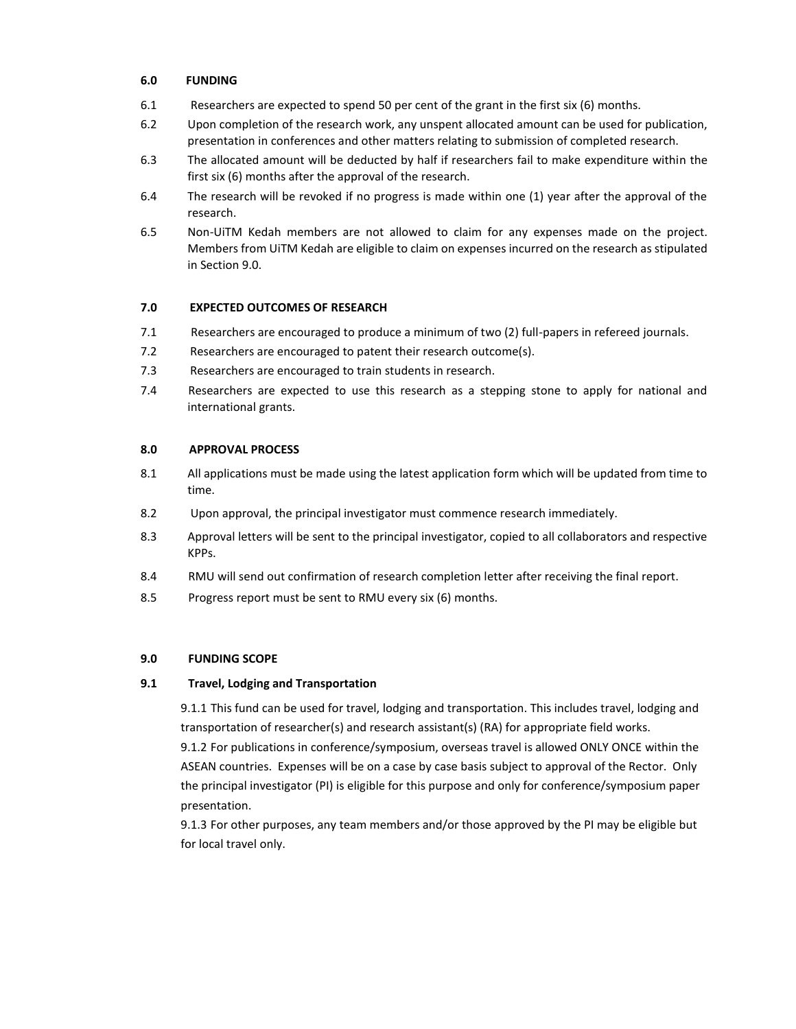## 6.0 FUNDING

6.1 Researchers are expected to spend 50 per cent of the grant in the first six (6) months.

6.2 Upon completion of the research work, any unspent allocated amount can be used for publication, presentation in conferences and other matters relating to submission of completed research.

6.3 The allocated amount will be deducted by half if researchers fail to make expenditure within the first six (6) months after the approval of the research.

6.4 The research will be revoked if no progress is made within one (1) year after the approval of the research.

6.5 Non-UiTM Kedah members are not allowed to claim for any expenses made on the project. Members from UiTM Kedah are eligible to claim on expenses incurred on the research as stipulated in Section 9.0.

## 7.0 EXPECTED OUTCOMES OF RESEARCH

7.1 Researchers are encouraged to produce a minimum of two (2) full-papers in refereed journals.

7.2 Researchers are encouraged to patent their research outcome(s).

7.3 Researchers are encouraged to train students in research.

7.4 Researchers are expected to use this research as a stepping stone to apply for national and international grants.

## 8.0 APPROVAL PROCESS

8.1 All applications must be made using the latest application form which will be updated from time to time.

8.2 Upon approval, the principal investigator must commence research immediately.

8.3 Approval letters will be sent to the principal investigator, copied to all collaborators and respective KPPs.

8.4 RMU will send out confirmation of research completion letter after receiving the final report.

8.5 Progress report must be sent to RMU every six (6) months.

## 9.0 FUNDING SCOPE

### 9.1 Travel, Lodging and Transportation

9.1.1 This fund can be used for travel, lodging and transportation. This includes travel, lodging and transportation of researcher(s) and research assistant(s) (RA) for appropriate field works.

9.1.2 For publications in conference/symposium, overseas travel is allowed ONLY ONCE within the ASEAN countries. Expenses will be on a case by case basis subject to approval of the Rector. Only the principal investigator (PI) is eligible for this purpose and only for conference/symposium paper presentation.

9.1.3 For other purposes, any team members and/or those approved by the PI may be eligible but for local travel only.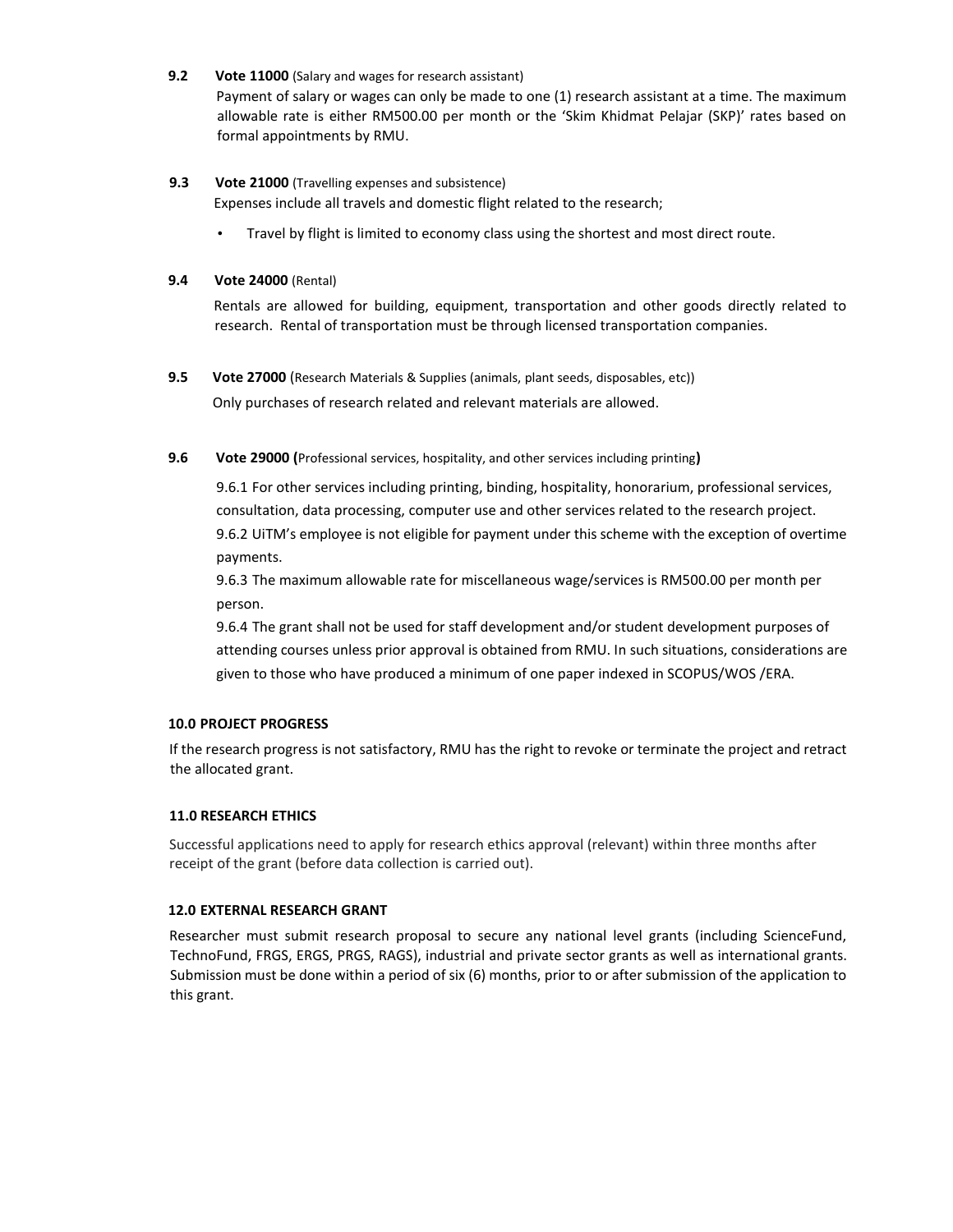**9.2 Vote 11000** (Salary and wages for research assistant)

Payment of salary or wages can only be made to one (1) research assistant at a time. The maximum allowable rate is either RM500.00 per month or the 'Skim Khidmat Pelajar (SKP)' rates based on formal appointments by RMU.

**9.3 Vote 21000** (Travelling expenses and subsistence)

Expenses include all travels and domestic flight related to the research;

- Travel by flight is limited to economy class using the shortest and most direct route.

**9.4 Vote 24000** (Rental)

Rentals are allowed for building, equipment, transportation and other goods directly related to research. Rental of transportation must be through licensed transportation companies.

**9.5 Vote 27000** (Research Materials & Supplies (animals, plant seeds, disposables, etc))

Only purchases of research related and relevant materials are allowed.

**9.6 Vote 29000 (**Professional services, hospitality, and other services including printing**)**

9.6.1 For other services including printing, binding, hospitality, honorarium, professional services, consultation, data processing, computer use and other services related to the research project.

9.6.2 UiTM's employee is not eligible for payment under this scheme with the exception of overtime payments.

9.6.3 The maximum allowable rate for miscellaneous wage/services is RM500.00 per month per person.

9.6.4 The grant shall not be used for staff development and/or student development purposes of attending courses unless prior approval is obtained from RMU. In such situations, considerations are given to those who have produced a minimum of one paper indexed in SCOPUS/WOS /ERA.

## 10.0 PROJECT PROGRESS

If the research progress is not satisfactory, RMU has the right to revoke or terminate the project and retract the allocated grant.

## 11.0 RESEARCH ETHICS

Successful applications need to apply for research ethics approval (relevant) within three months after receipt of the grant (before data collection is carried out).

## 12.0 EXTERNAL RESEARCH GRANT

Researcher must submit research proposal to secure any national level grants (including ScienceFund, TechnoFund, FRGS, ERGS, PRGS, RAGS), industrial and private sector grants as well as international grants. Submission must be done within a period of six (6) months, prior to or after submission of the application to this grant.